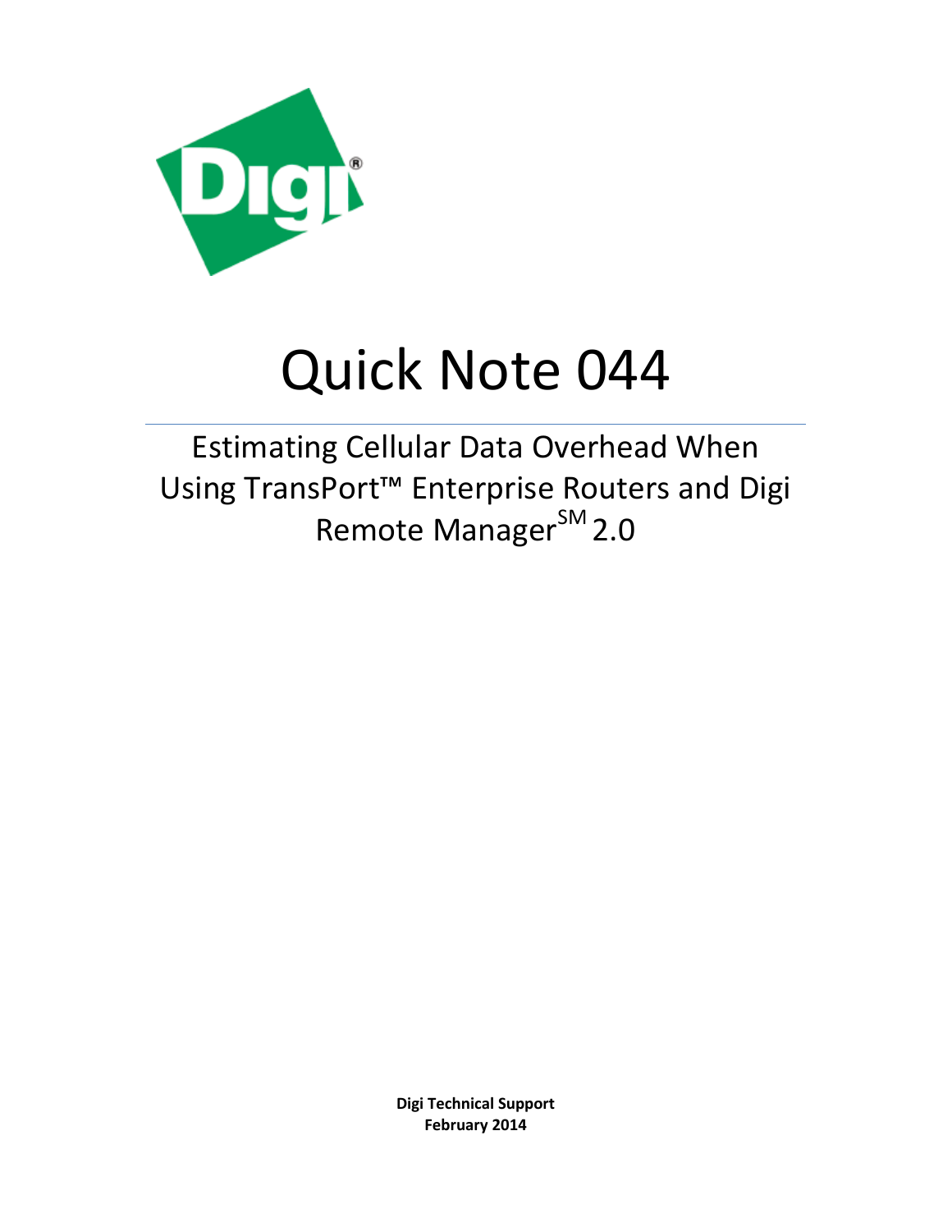# Quick Note 044

## Estimating Cellular Data Overhead When Using TransPort™ Enterprise Routers and Digi Remote Manager℠ 2.0

**Digi Technical Support**
**February 2014**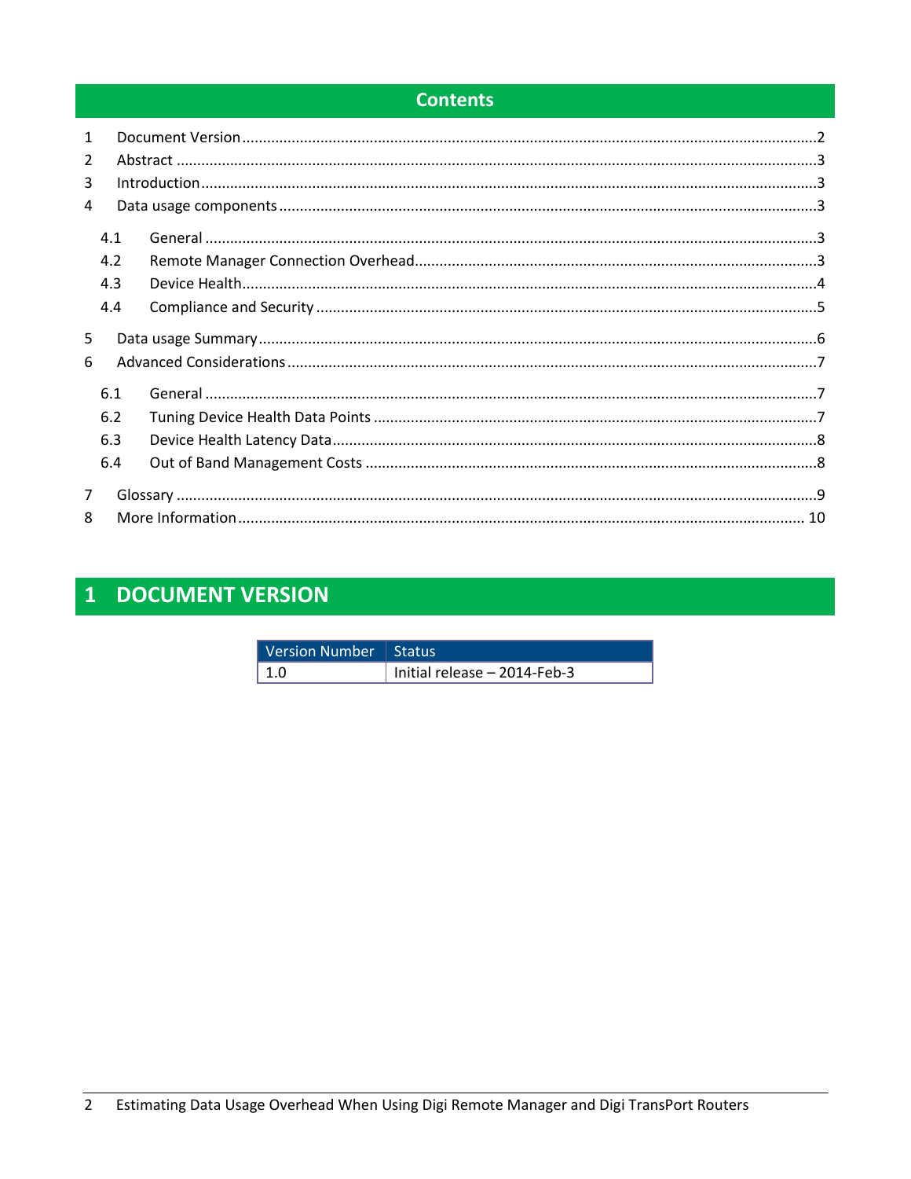## Contents

1 Document Version ..... 2
2 Abstract ..... 3
3 Introduction ..... 3
4 Data usage components ..... 3
  4.1 General ..... 3
  4.2 Remote Manager Connection Overhead ..... 3
  4.3 Device Health ..... 4
  4.4 Compliance and Security ..... 5
5 Data usage Summary ..... 6
6 Advanced Considerations ..... 7
  6.1 General ..... 7
  6.2 Tuning Device Health Data Points ..... 7
  6.3 Device Health Latency Data ..... 8
  6.4 Out of Band Management Costs ..... 8
7 Glossary ..... 9
8 More Information ..... 10

# 1 DOCUMENT VERSION

| Version Number | Status |
|---|---|
| 1.0 | Initial release – 2014-Feb-3 |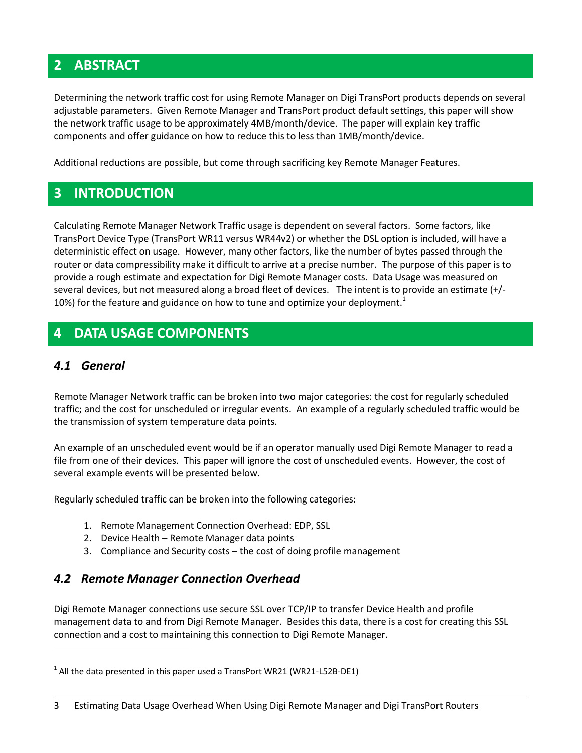## 2 ABSTRACT

Determining the network traffic cost for using Remote Manager on Digi TransPort products depends on several adjustable parameters. Given Remote Manager and TransPort product default settings, this paper will show the network traffic usage to be approximately 4MB/month/device. The paper will explain key traffic components and offer guidance on how to reduce this to less than 1MB/month/device.

Additional reductions are possible, but come through sacrificing key Remote Manager Features.

## 3 INTRODUCTION

Calculating Remote Manager Network Traffic usage is dependent on several factors. Some factors, like TransPort Device Type (TransPort WR11 versus WR44v2) or whether the DSL option is included, will have a deterministic effect on usage. However, many other factors, like the number of bytes passed through the router or data compressibility make it difficult to arrive at a precise number. The purpose of this paper is to provide a rough estimate and expectation for Digi Remote Manager costs. Data Usage was measured on several devices, but not measured along a broad fleet of devices. The intent is to provide an estimate (+/- 10%) for the feature and guidance on how to tune and optimize your deployment.[1]

## 4 DATA USAGE COMPONENTS

### 4.1 General

Remote Manager Network traffic can be broken into two major categories: the cost for regularly scheduled traffic; and the cost for unscheduled or irregular events. An example of a regularly scheduled traffic would be the transmission of system temperature data points.

An example of an unscheduled event would be if an operator manually used Digi Remote Manager to read a file from one of their devices. This paper will ignore the cost of unscheduled events. However, the cost of several example events will be presented below.

Regularly scheduled traffic can be broken into the following categories:

1. Remote Management Connection Overhead: EDP, SSL
2. Device Health – Remote Manager data points
3. Compliance and Security costs – the cost of doing profile management

### 4.2 Remote Manager Connection Overhead

Digi Remote Manager connections use secure SSL over TCP/IP to transfer Device Health and profile management data to and from Digi Remote Manager. Besides this data, there is a cost for creating this SSL connection and a cost to maintaining this connection to Digi Remote Manager.

[1] All the data presented in this paper used a TransPort WR21 (WR21-L52B-DE1)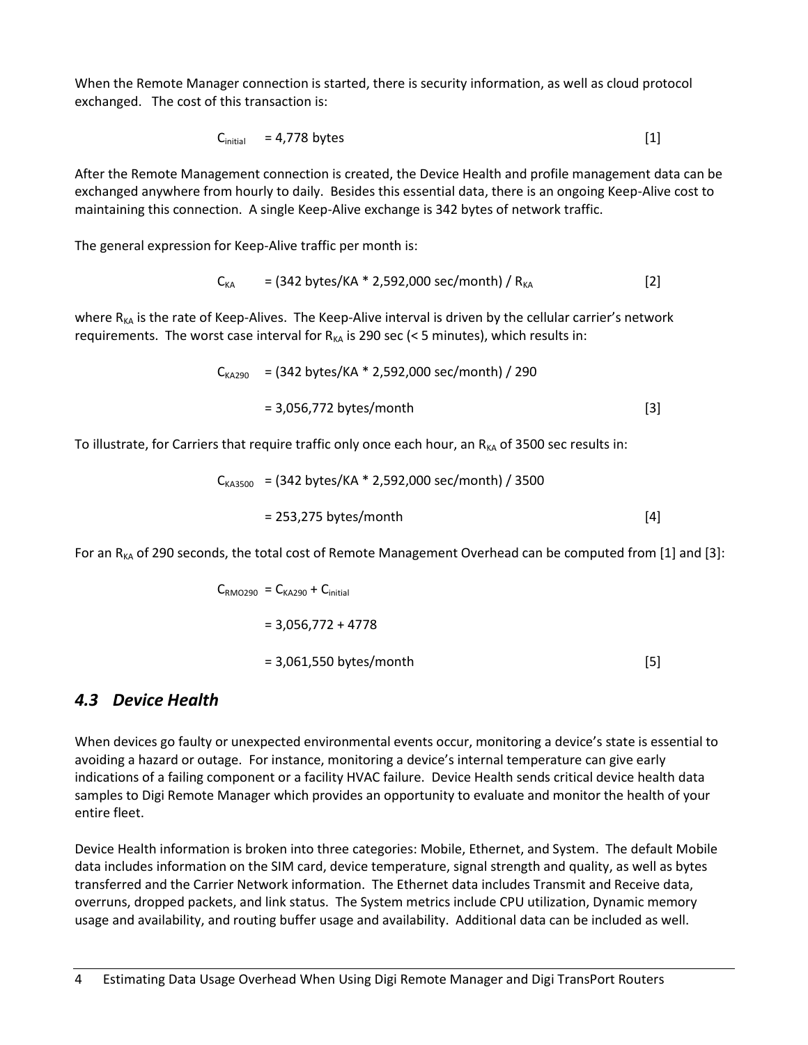When the Remote Manager connection is started, there is security information, as well as cloud protocol exchanged. The cost of this transaction is:

$$C_{initial} = 4{,}778 \text{ bytes} \quad [1]$$

After the Remote Management connection is created, the Device Health and profile management data can be exchanged anywhere from hourly to daily. Besides this essential data, there is an ongoing Keep-Alive cost to maintaining this connection. A single Keep-Alive exchange is 342 bytes of network traffic.

The general expression for Keep-Alive traffic per month is:

$$C_{KA} = (342 \text{ bytes/KA} * 2{,}592{,}000 \text{ sec/month}) / R_{KA} \quad [2]$$

where $R_{KA}$ is the rate of Keep-Alives. The Keep-Alive interval is driven by the cellular carrier's network requirements. The worst case interval for $R_{KA}$ is 290 sec (< 5 minutes), which results in:

$$C_{KA290} = (342 \text{ bytes/KA} * 2{,}592{,}000 \text{ sec/month}) / 290$$

$$= 3{,}056{,}772 \text{ bytes/month} \quad [3]$$

To illustrate, for Carriers that require traffic only once each hour, an $R_{KA}$ of 3500 sec results in:

$$C_{KA3500} = (342 \text{ bytes/KA} * 2{,}592{,}000 \text{ sec/month}) / 3500$$

$$= 253{,}275 \text{ bytes/month} \quad [4]$$

For an $R_{KA}$ of 290 seconds, the total cost of Remote Management Overhead can be computed from [1] and [3]:

$$C_{RMO290} = C_{KA290} + C_{initial}$$

$$= 3{,}056{,}772 + 4778$$

$$= 3{,}061{,}550 \text{ bytes/month} \quad [5]$$

## *4.3 Device Health*

When devices go faulty or unexpected environmental events occur, monitoring a device's state is essential to avoiding a hazard or outage. For instance, monitoring a device's internal temperature can give early indications of a failing component or a facility HVAC failure. Device Health sends critical device health data samples to Digi Remote Manager which provides an opportunity to evaluate and monitor the health of your entire fleet.

Device Health information is broken into three categories: Mobile, Ethernet, and System. The default Mobile data includes information on the SIM card, device temperature, signal strength and quality, as well as bytes transferred and the Carrier Network information. The Ethernet data includes Transmit and Receive data, overruns, dropped packets, and link status. The System metrics include CPU utilization, Dynamic memory usage and availability, and routing buffer usage and availability. Additional data can be included as well.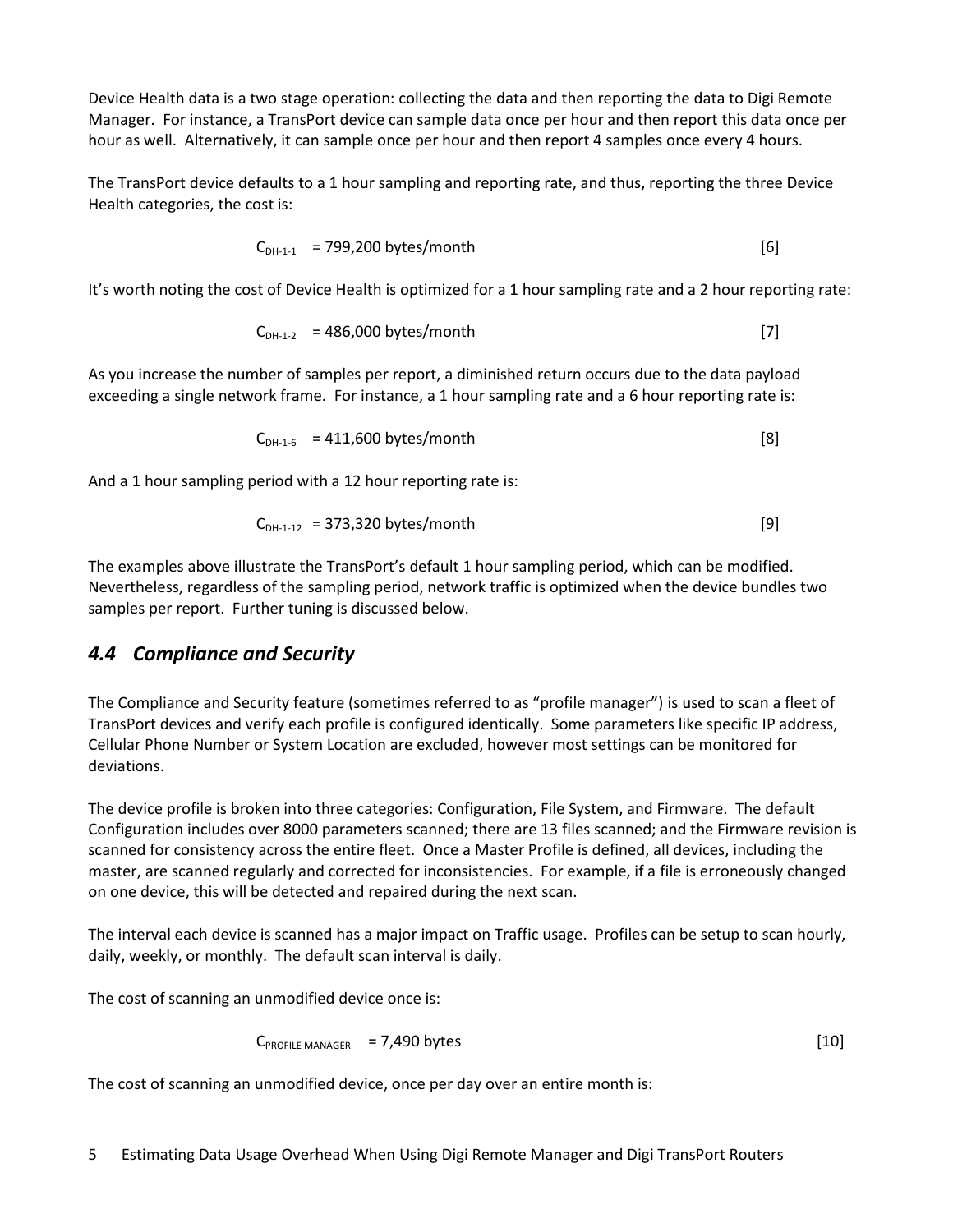Device Health data is a two stage operation: collecting the data and then reporting the data to Digi Remote Manager. For instance, a TransPort device can sample data once per hour and then report this data once per hour as well. Alternatively, it can sample once per hour and then report 4 samples once every 4 hours.

The TransPort device defaults to a 1 hour sampling and reporting rate, and thus, reporting the three Device Health categories, the cost is:

$$C_{DH\text{-}1\text{-}1} = 799{,}200 \text{ bytes/month} \quad [6]$$

It's worth noting the cost of Device Health is optimized for a 1 hour sampling rate and a 2 hour reporting rate:

$$C_{DH\text{-}1\text{-}2} = 486{,}000 \text{ bytes/month} \quad [7]$$

As you increase the number of samples per report, a diminished return occurs due to the data payload exceeding a single network frame. For instance, a 1 hour sampling rate and a 6 hour reporting rate is:

$$C_{DH\text{-}1\text{-}6} = 411{,}600 \text{ bytes/month} \quad [8]$$

And a 1 hour sampling period with a 12 hour reporting rate is:

$$C_{DH\text{-}1\text{-}12} = 373{,}320 \text{ bytes/month} \quad [9]$$

The examples above illustrate the TransPort's default 1 hour sampling period, which can be modified. Nevertheless, regardless of the sampling period, network traffic is optimized when the device bundles two samples per report. Further tuning is discussed below.

## *4.4 Compliance and Security*

The Compliance and Security feature (sometimes referred to as "profile manager") is used to scan a fleet of TransPort devices and verify each profile is configured identically. Some parameters like specific IP address, Cellular Phone Number or System Location are excluded, however most settings can be monitored for deviations.

The device profile is broken into three categories: Configuration, File System, and Firmware. The default Configuration includes over 8000 parameters scanned; there are 13 files scanned; and the Firmware revision is scanned for consistency across the entire fleet. Once a Master Profile is defined, all devices, including the master, are scanned regularly and corrected for inconsistencies. For example, if a file is erroneously changed on one device, this will be detected and repaired during the next scan.

The interval each device is scanned has a major impact on Traffic usage. Profiles can be setup to scan hourly, daily, weekly, or monthly. The default scan interval is daily.

The cost of scanning an unmodified device once is:

$$C_{PROFILE\ MANAGER} = 7{,}490 \text{ bytes} \quad [10]$$

The cost of scanning an unmodified device, once per day over an entire month is: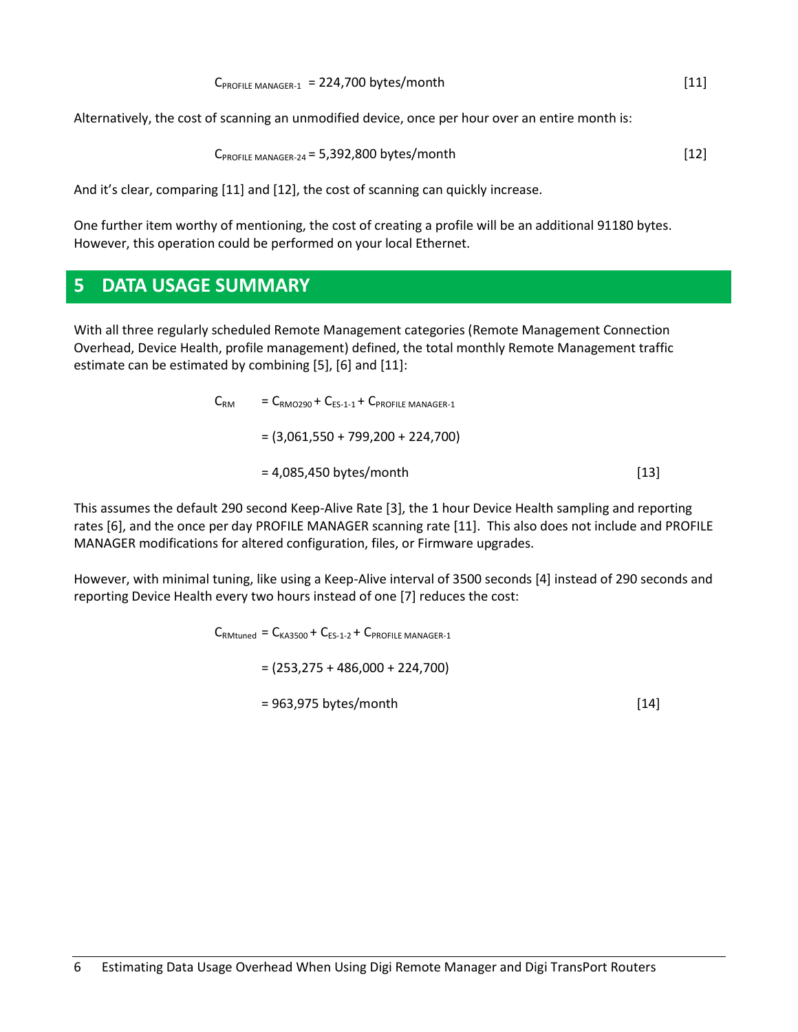$$C_{\text{PROFILE MANAGER-1}} = 224{,}700 \text{ bytes/month} \quad [11]$$

Alternatively, the cost of scanning an unmodified device, once per hour over an entire month is:

$$C_{\text{PROFILE MANAGER-24}} = 5{,}392{,}800 \text{ bytes/month} \quad [12]$$

And it's clear, comparing [11] and [12], the cost of scanning can quickly increase.

One further item worthy of mentioning, the cost of creating a profile will be an additional 91180 bytes. However, this operation could be performed on your local Ethernet.

# 5 DATA USAGE SUMMARY

With all three regularly scheduled Remote Management categories (Remote Management Connection Overhead, Device Health, profile management) defined, the total monthly Remote Management traffic estimate can be estimated by combining [5], [6] and [11]:

$$
\begin{aligned}
C_{RM} &= C_{RMO290} + C_{ES\text{-}1\text{-}1} + C_{\text{PROFILE MANAGER-1}} \\
&= (3{,}061{,}550 + 799{,}200 + 224{,}700) \\
&= 4{,}085{,}450 \text{ bytes/month} \quad [13]
\end{aligned}
$$

This assumes the default 290 second Keep-Alive Rate [3], the 1 hour Device Health sampling and reporting rates [6], and the once per day PROFILE MANAGER scanning rate [11]. This also does not include and PROFILE MANAGER modifications for altered configuration, files, or Firmware upgrades.

However, with minimal tuning, like using a Keep-Alive interval of 3500 seconds [4] instead of 290 seconds and reporting Device Health every two hours instead of one [7] reduces the cost:

$$
\begin{aligned}
C_{RMtuned} &= C_{KA3500} + C_{ES\text{-}1\text{-}2} + C_{\text{PROFILE MANAGER-1}} \\
&= (253{,}275 + 486{,}000 + 224{,}700) \\
&= 963{,}975 \text{ bytes/month} \quad [14]
\end{aligned}
$$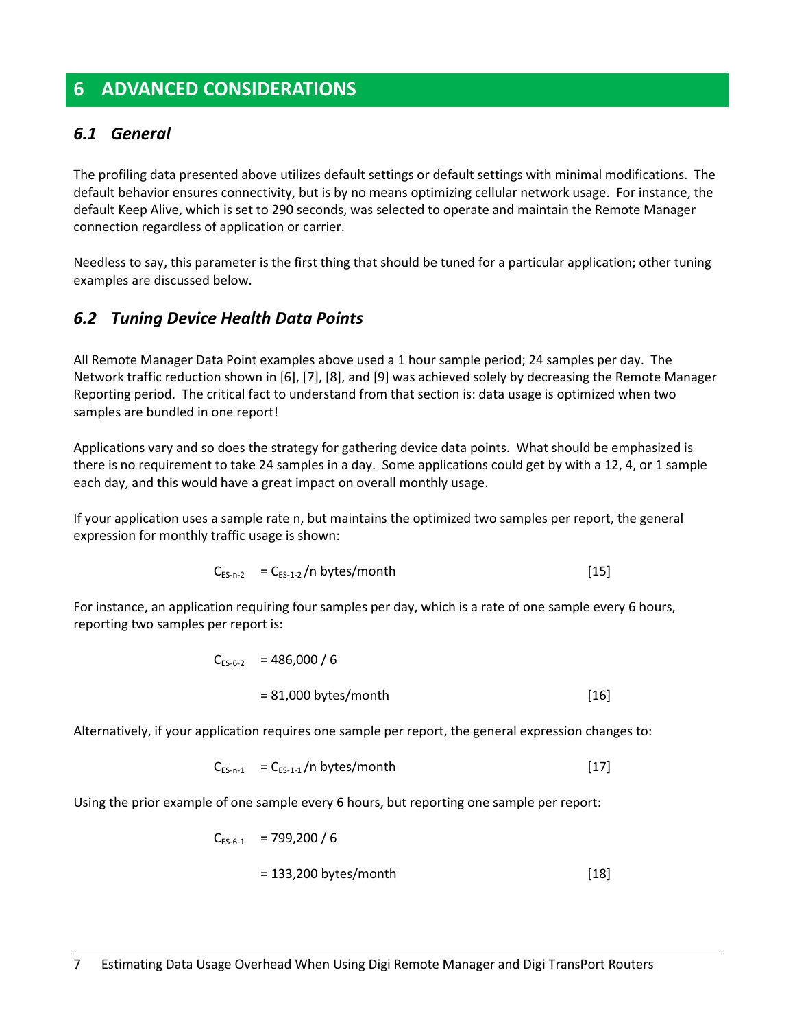# 6 ADVANCED CONSIDERATIONS

## 6.1 General

The profiling data presented above utilizes default settings or default settings with minimal modifications. The default behavior ensures connectivity, but is by no means optimizing cellular network usage. For instance, the default Keep Alive, which is set to 290 seconds, was selected to operate and maintain the Remote Manager connection regardless of application or carrier.

Needless to say, this parameter is the first thing that should be tuned for a particular application; other tuning examples are discussed below.

## 6.2 Tuning Device Health Data Points

All Remote Manager Data Point examples above used a 1 hour sample period; 24 samples per day. The Network traffic reduction shown in [6], [7], [8], and [9] was achieved solely by decreasing the Remote Manager Reporting period. The critical fact to understand from that section is: data usage is optimized when two samples are bundled in one report!

Applications vary and so does the strategy for gathering device data points. What should be emphasized is there is no requirement to take 24 samples in a day. Some applications could get by with a 12, 4, or 1 sample each day, and this would have a great impact on overall monthly usage.

If your application uses a sample rate n, but maintains the optimized two samples per report, the general expression for monthly traffic usage is shown:

$$C_{ES\text{-}n\text{-}2} = C_{ES\text{-}1\text{-}2}/n \text{ bytes/month} \qquad [15]$$

For instance, an application requiring four samples per day, which is a rate of one sample every 6 hours, reporting two samples per report is:

$$C_{ES\text{-}6\text{-}2} = 486{,}000 / 6$$

$$= 81{,}000 \text{ bytes/month} \qquad [16]$$

Alternatively, if your application requires one sample per report, the general expression changes to:

$$C_{ES\text{-}n\text{-}1} = C_{ES\text{-}1\text{-}1}/n \text{ bytes/month} \qquad [17]$$

Using the prior example of one sample every 6 hours, but reporting one sample per report:

$$C_{ES\text{-}6\text{-}1} = 799{,}200 / 6$$

$$= 133{,}200 \text{ bytes/month} \qquad [18]$$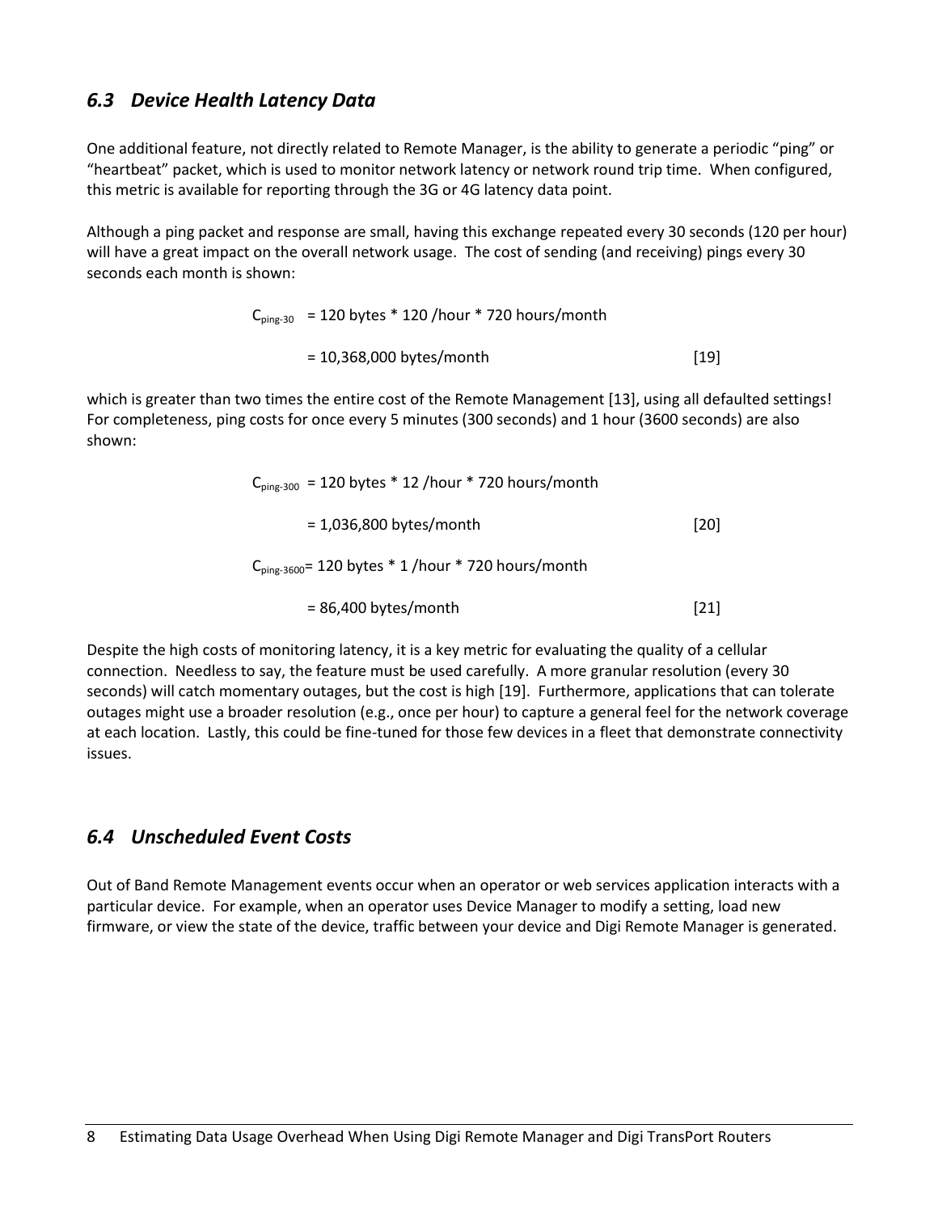## *6.3 Device Health Latency Data*

One additional feature, not directly related to Remote Manager, is the ability to generate a periodic "ping" or "heartbeat" packet, which is used to monitor network latency or network round trip time. When configured, this metric is available for reporting through the 3G or 4G latency data point.

Although a ping packet and response are small, having this exchange repeated every 30 seconds (120 per hour) will have a great impact on the overall network usage. The cost of sending (and receiving) pings every 30 seconds each month is shown:

$$
\begin{aligned}
C_{ping\text{-}30} &= 120 \text{ bytes} * 120 \text{ /hour} * 720 \text{ hours/month} \\
&= 10{,}368{,}000 \text{ bytes/month} \qquad [19]
\end{aligned}
$$

which is greater than two times the entire cost of the Remote Management [13], using all defaulted settings! For completeness, ping costs for once every 5 minutes (300 seconds) and 1 hour (3600 seconds) are also shown:

$$
\begin{aligned}
C_{ping\text{-}300} &= 120 \text{ bytes} * 12 \text{ /hour} * 720 \text{ hours/month} \\
&= 1{,}036{,}800 \text{ bytes/month} \qquad [20]
\end{aligned}
$$

$$
\begin{aligned}
C_{ping\text{-}3600} &= 120 \text{ bytes} * 1 \text{ /hour} * 720 \text{ hours/month} \\
&= 86{,}400 \text{ bytes/month} \qquad [21]
\end{aligned}
$$

Despite the high costs of monitoring latency, it is a key metric for evaluating the quality of a cellular connection. Needless to say, the feature must be used carefully. A more granular resolution (every 30 seconds) will catch momentary outages, but the cost is high [19]. Furthermore, applications that can tolerate outages might use a broader resolution (e.g., once per hour) to capture a general feel for the network coverage at each location. Lastly, this could be fine-tuned for those few devices in a fleet that demonstrate connectivity issues.

## *6.4 Unscheduled Event Costs*

Out of Band Remote Management events occur when an operator or web services application interacts with a particular device. For example, when an operator uses Device Manager to modify a setting, load new firmware, or view the state of the device, traffic between your device and Digi Remote Manager is generated.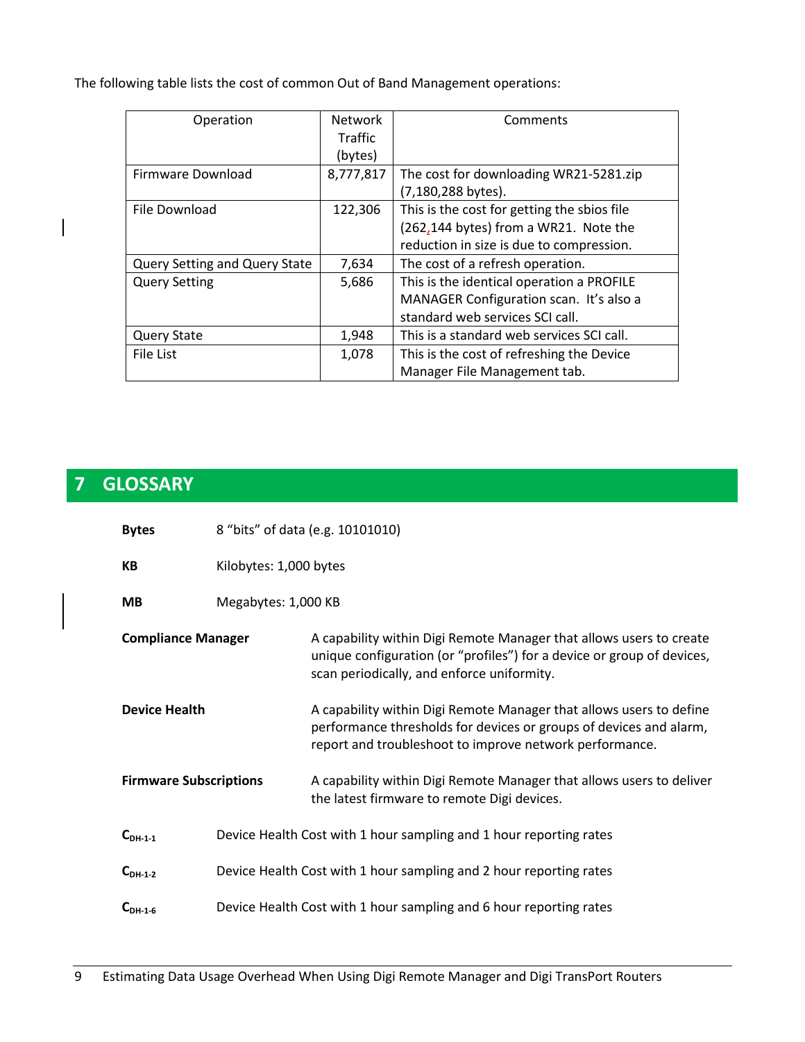The following table lists the cost of common Out of Band Management operations:

| Operation | Network Traffic (bytes) | Comments |
| --- | --- | --- |
| Firmware Download | 8,777,817 | The cost for downloading WR21-5281.zip (7,180,288 bytes). |
| File Download | 122,306 | This is the cost for getting the sbios file (262,144 bytes) from a WR21. Note the reduction in size is due to compression. |
| Query Setting and Query State | 7,634 | The cost of a refresh operation. |
| Query Setting | 5,686 | This is the identical operation a PROFILE MANAGER Configuration scan. It's also a standard web services SCI call. |
| Query State | 1,948 | This is a standard web services SCI call. |
| File List | 1,078 | This is the cost of refreshing the Device Manager File Management tab. |

# 7 GLOSSARY

**Bytes** 8 "bits" of data (e.g. 10101010)

**KB** Kilobytes: 1,000 bytes

**MB** Megabytes: 1,000 KB

**Compliance Manager** A capability within Digi Remote Manager that allows users to create unique configuration (or "profiles") for a device or group of devices, scan periodically, and enforce uniformity.

**Device Health** A capability within Digi Remote Manager that allows users to define performance thresholds for devices or groups of devices and alarm, report and troubleshoot to improve network performance.

**Firmware Subscriptions** A capability within Digi Remote Manager that allows users to deliver the latest firmware to remote Digi devices.

$C_{DH-1-1}$ Device Health Cost with 1 hour sampling and 1 hour reporting rates

$C_{DH-1-2}$ Device Health Cost with 1 hour sampling and 2 hour reporting rates

$C_{DH-1-6}$ Device Health Cost with 1 hour sampling and 6 hour reporting rates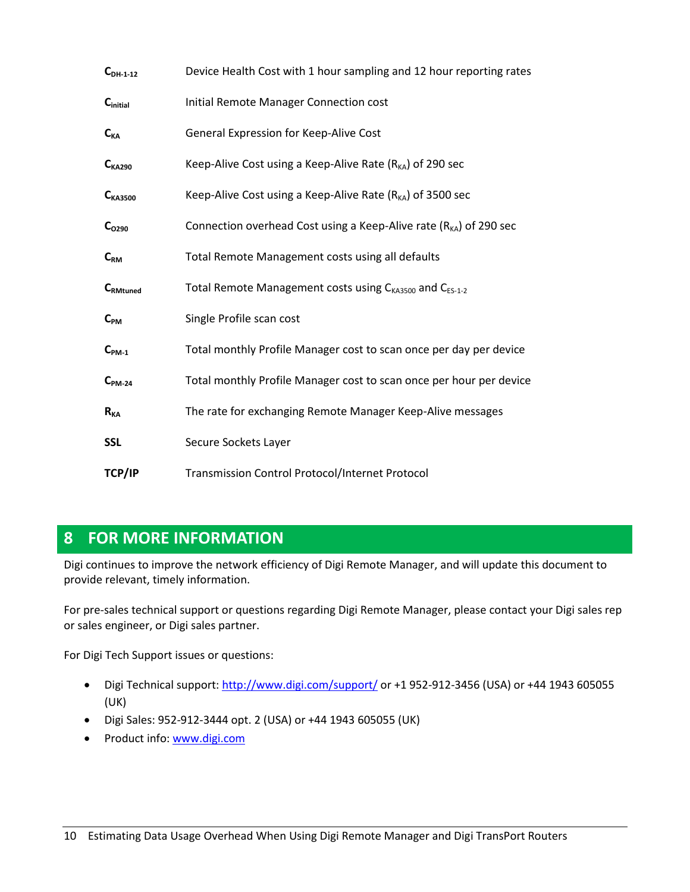| | |
|---|---|
| $C_{DH-1-12}$ | Device Health Cost with 1 hour sampling and 12 hour reporting rates |
| $C_{initial}$ | Initial Remote Manager Connection cost |
| $C_{KA}$ | General Expression for Keep-Alive Cost |
| $C_{KA290}$ | Keep-Alive Cost using a Keep-Alive Rate ($R_{KA}$) of 290 sec |
| $C_{KA3500}$ | Keep-Alive Cost using a Keep-Alive Rate ($R_{KA}$) of 3500 sec |
| $C_{O290}$ | Connection overhead Cost using a Keep-Alive rate ($R_{KA}$) of 290 sec |
| $C_{RM}$ | Total Remote Management costs using all defaults |
| $C_{RMtuned}$ | Total Remote Management costs using $C_{KA3500}$ and $C_{ES-1-2}$ |
| $C_{PM}$ | Single Profile scan cost |
| $C_{PM-1}$ | Total monthly Profile Manager cost to scan once per day per device |
| $C_{PM-24}$ | Total monthly Profile Manager cost to scan once per hour per device |
| $R_{KA}$ | The rate for exchanging Remote Manager Keep-Alive messages |
| **SSL** | Secure Sockets Layer |
| **TCP/IP** | Transmission Control Protocol/Internet Protocol |

# 8 FOR MORE INFORMATION

Digi continues to improve the network efficiency of Digi Remote Manager, and will update this document to provide relevant, timely information.

For pre-sales technical support or questions regarding Digi Remote Manager, please contact your Digi sales rep or sales engineer, or Digi sales partner.

For Digi Tech Support issues or questions:

- Digi Technical support: [http://www.digi.com/support/](http://www.digi.com/support/) or +1 952-912-3456 (USA) or +44 1943 605055 (UK)
- Digi Sales: 952-912-3444 opt. 2 (USA) or +44 1943 605055 (UK)
- Product info: [www.digi.com](http://www.digi.com)